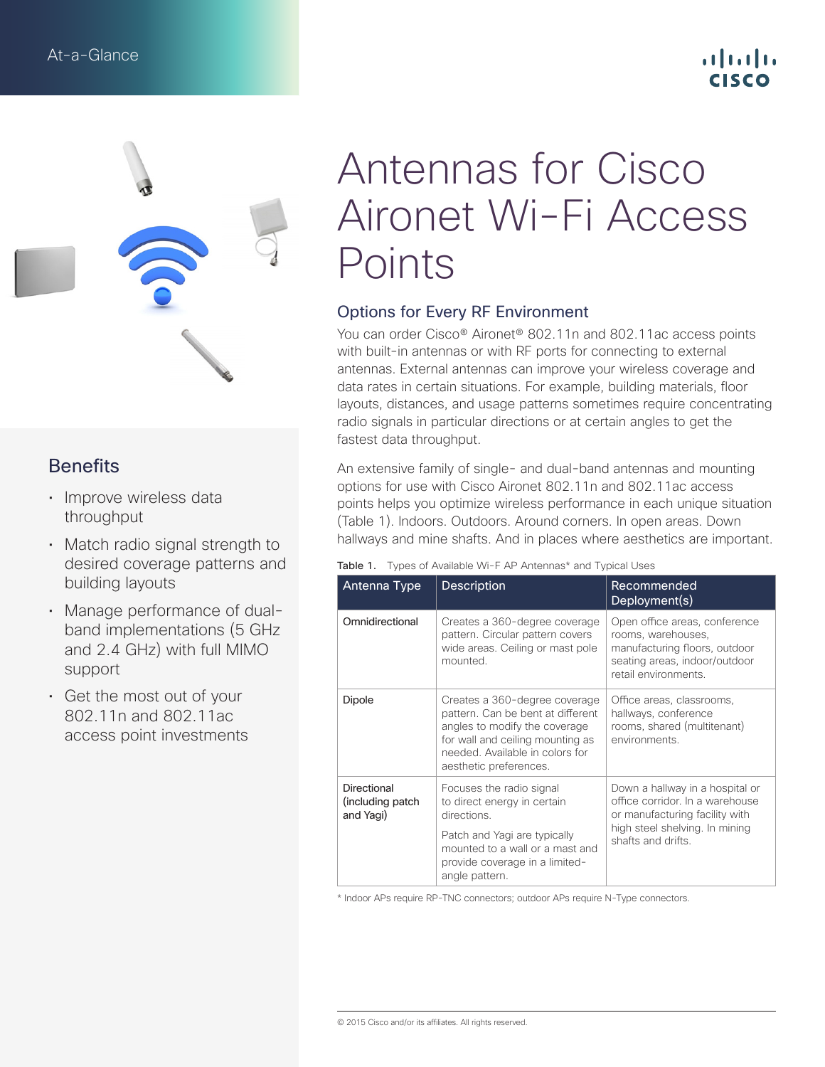At-a-Glance

# Antennas for Cisco Aironet Wi-Fi Access Points

## Benefits

- Improve wireless data throughput
- Match radio signal strength to desired coverage patterns and building layouts
- Manage performance of dual-band implementations (5 GHz and 2.4 GHz) with full MIMO support
- Get the most out of your 802.11n and 802.11ac access point investments

## Options for Every RF Environment

You can order Cisco® Aironet® 802.11n and 802.11ac access points with built-in antennas or with RF ports for connecting to external antennas. External antennas can improve your wireless coverage and data rates in certain situations. For example, building materials, floor layouts, distances, and usage patterns sometimes require concentrating radio signals in particular directions or at certain angles to get the fastest data throughput.

An extensive family of single- and dual-band antennas and mounting options for use with Cisco Aironet 802.11n and 802.11ac access points helps you optimize wireless performance in each unique situation (Table 1). Indoors. Outdoors. Around corners. In open areas. Down hallways and mine shafts. And in places where aesthetics are important.

Table 1. Types of Available Wi-F AP Antennas* and Typical Uses

| Antenna Type | Description | Recommended Deployment(s) |
| --- | --- | --- |
| Omnidirectional | Creates a 360-degree coverage pattern. Circular pattern covers wide areas. Ceiling or mast pole mounted. | Open office areas, conference rooms, warehouses, manufacturing floors, outdoor seating areas, indoor/outdoor retail environments. |
| Dipole | Creates a 360-degree coverage pattern. Can be bent at different angles to modify the coverage for wall and ceiling mounting as needed. Available in colors for aesthetic preferences. | Office areas, classrooms, hallways, conference rooms, shared (multitenant) environments. |
| Directional (including patch and Yagi) | Focuses the radio signal to direct energy in certain directions. Patch and Yagi are typically mounted to a wall or a mast and provide coverage in a limited-angle pattern. | Down a hallway in a hospital or office corridor. In a warehouse or manufacturing facility with high steel shelving. In mining shafts and drifts. |

\* Indoor APs require RP-TNC connectors; outdoor APs require N-Type connectors.

© 2015 Cisco and/or its affiliates. All rights reserved.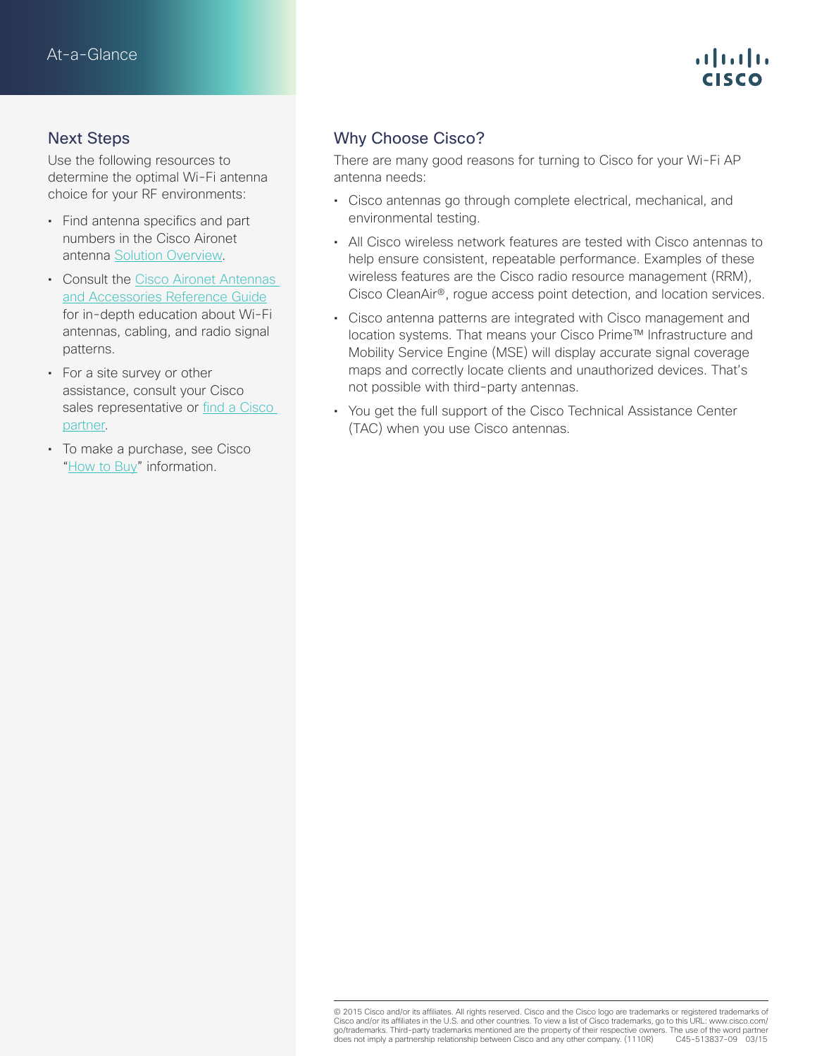## Next Steps

Use the following resources to determine the optimal Wi-Fi antenna choice for your RF environments:

- Find antenna specifics and part numbers in the Cisco Aironet antenna Solution Overview.
- Consult the Cisco Aironet Antennas and Accessories Reference Guide for in-depth education about Wi-Fi antennas, cabling, and radio signal patterns.
- For a site survey or other assistance, consult your Cisco sales representative or find a Cisco partner.
- To make a purchase, see Cisco "How to Buy" information.

## Why Choose Cisco?

There are many good reasons for turning to Cisco for your Wi-Fi AP antenna needs:

- Cisco antennas go through complete electrical, mechanical, and environmental testing.
- All Cisco wireless network features are tested with Cisco antennas to help ensure consistent, repeatable performance. Examples of these wireless features are the Cisco radio resource management (RRM), Cisco CleanAir®, rogue access point detection, and location services.
- Cisco antenna patterns are integrated with Cisco management and location systems. That means your Cisco Prime™ Infrastructure and Mobility Service Engine (MSE) will display accurate signal coverage maps and correctly locate clients and unauthorized devices. That's not possible with third-party antennas.
- You get the full support of the Cisco Technical Assistance Center (TAC) when you use Cisco antennas.

© 2015 Cisco and/or its affiliates. All rights reserved. Cisco and the Cisco logo are trademarks or registered trademarks of Cisco and/or its affiliates in the U.S. and other countries. To view a list of Cisco trademarks, go to this URL: www.cisco.com/go/trademarks. Third-party trademarks mentioned are the property of their respective owners. The use of the word partner does not imply a partnership relationship between Cisco and any other company. (1110R) C45-513837-09 03/15